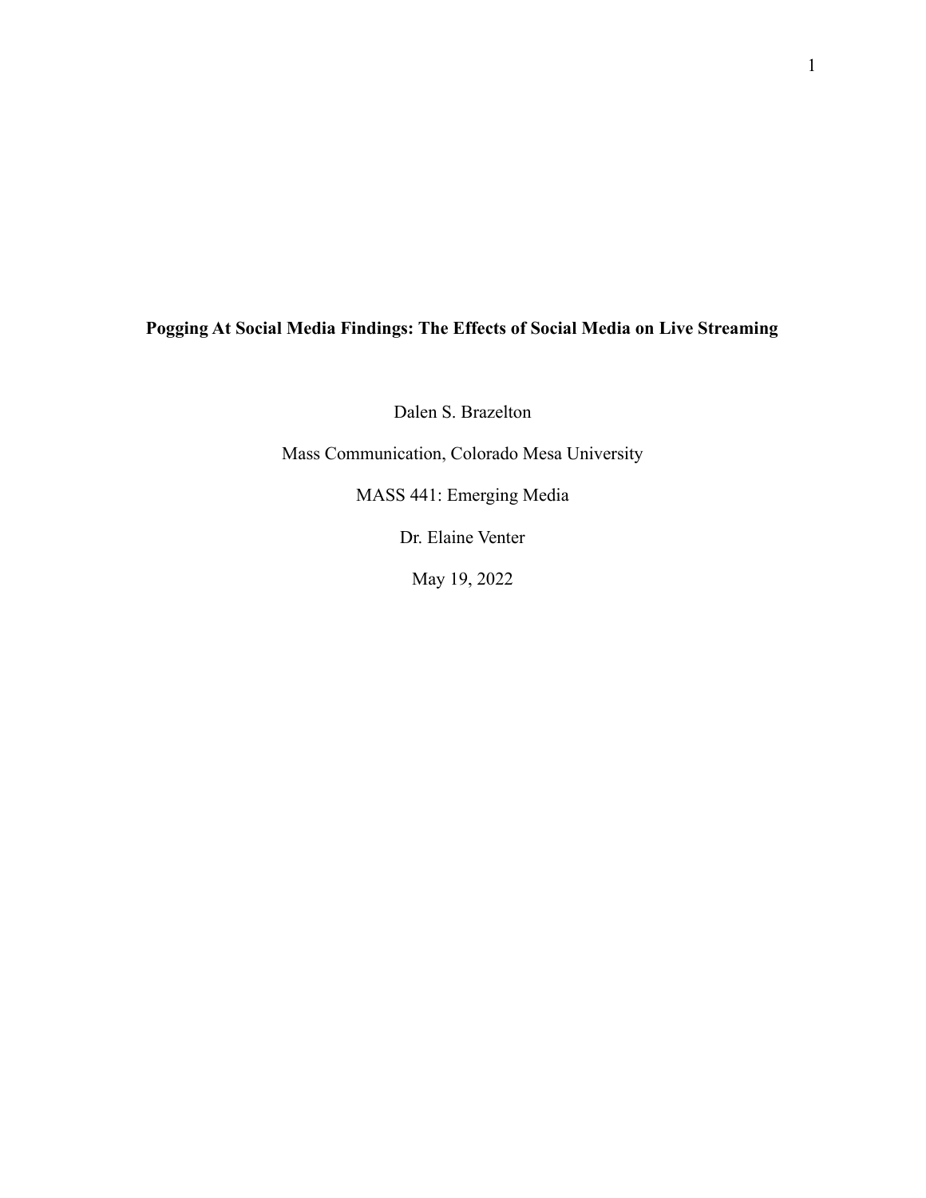# Pogging At Social Media Findings: The Effects of Social Media on Live Streaming

Dalen S. Brazelton

Mass Communication, Colorado Mesa University

MASS 441: Emerging Media

Dr. Elaine Venter

May 19, 2022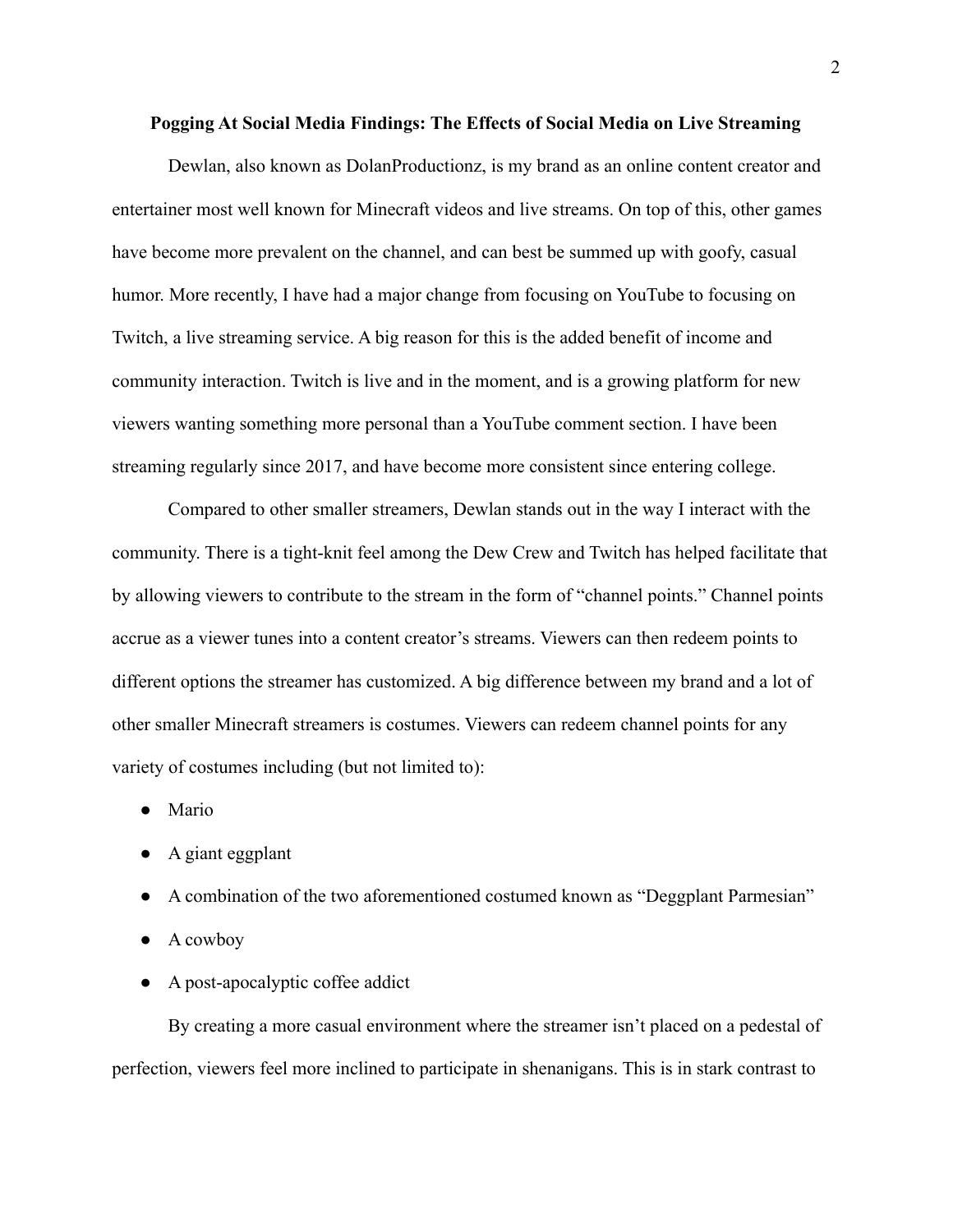**Pogging At Social Media Findings: The Effects of Social Media on Live Streaming**

Dewlan, also known as DolanProductionz, is my brand as an online content creator and entertainer most well known for Minecraft videos and live streams. On top of this, other games have become more prevalent on the channel, and can best be summed up with goofy, casual humor. More recently, I have had a major change from focusing on YouTube to focusing on Twitch, a live streaming service. A big reason for this is the added benefit of income and community interaction. Twitch is live and in the moment, and is a growing platform for new viewers wanting something more personal than a YouTube comment section. I have been streaming regularly since 2017, and have become more consistent since entering college.

Compared to other smaller streamers, Dewlan stands out in the way I interact with the community. There is a tight-knit feel among the Dew Crew and Twitch has helped facilitate that by allowing viewers to contribute to the stream in the form of "channel points." Channel points accrue as a viewer tunes into a content creator's streams. Viewers can then redeem points to different options the streamer has customized. A big difference between my brand and a lot of other smaller Minecraft streamers is costumes. Viewers can redeem channel points for any variety of costumes including (but not limited to):

- Mario
- A giant eggplant
- A combination of the two aforementioned costumed known as "Deggplant Parmesian"
- A cowboy
- A post-apocalyptic coffee addict

By creating a more casual environment where the streamer isn't placed on a pedestal of perfection, viewers feel more inclined to participate in shenanigans. This is in stark contrast to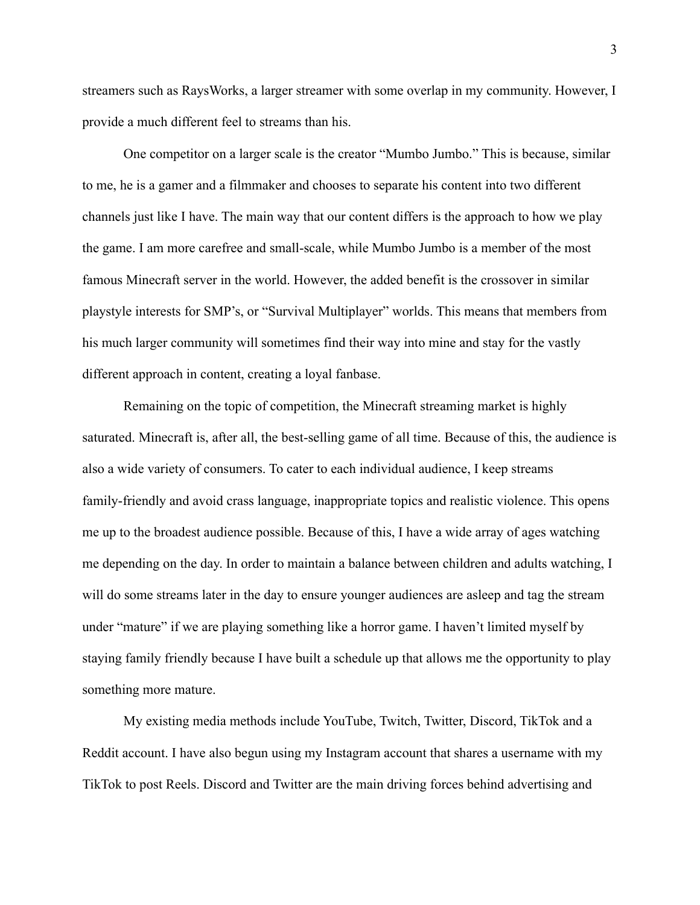streamers such as RaysWorks, a larger streamer with some overlap in my community. However, I provide a much different feel to streams than his.

One competitor on a larger scale is the creator “Mumbo Jumbo.” This is because, similar to me, he is a gamer and a filmmaker and chooses to separate his content into two different channels just like I have. The main way that our content differs is the approach to how we play the game. I am more carefree and small-scale, while Mumbo Jumbo is a member of the most famous Minecraft server in the world. However, the added benefit is the crossover in similar playstyle interests for SMP’s, or “Survival Multiplayer” worlds. This means that members from his much larger community will sometimes find their way into mine and stay for the vastly different approach in content, creating a loyal fanbase.

Remaining on the topic of competition, the Minecraft streaming market is highly saturated. Minecraft is, after all, the best-selling game of all time. Because of this, the audience is also a wide variety of consumers. To cater to each individual audience, I keep streams family-friendly and avoid crass language, inappropriate topics and realistic violence. This opens me up to the broadest audience possible. Because of this, I have a wide array of ages watching me depending on the day. In order to maintain a balance between children and adults watching, I will do some streams later in the day to ensure younger audiences are asleep and tag the stream under “mature” if we are playing something like a horror game. I haven’t limited myself by staying family friendly because I have built a schedule up that allows me the opportunity to play something more mature.

My existing media methods include YouTube, Twitch, Twitter, Discord, TikTok and a Reddit account. I have also begun using my Instagram account that shares a username with my TikTok to post Reels. Discord and Twitter are the main driving forces behind advertising and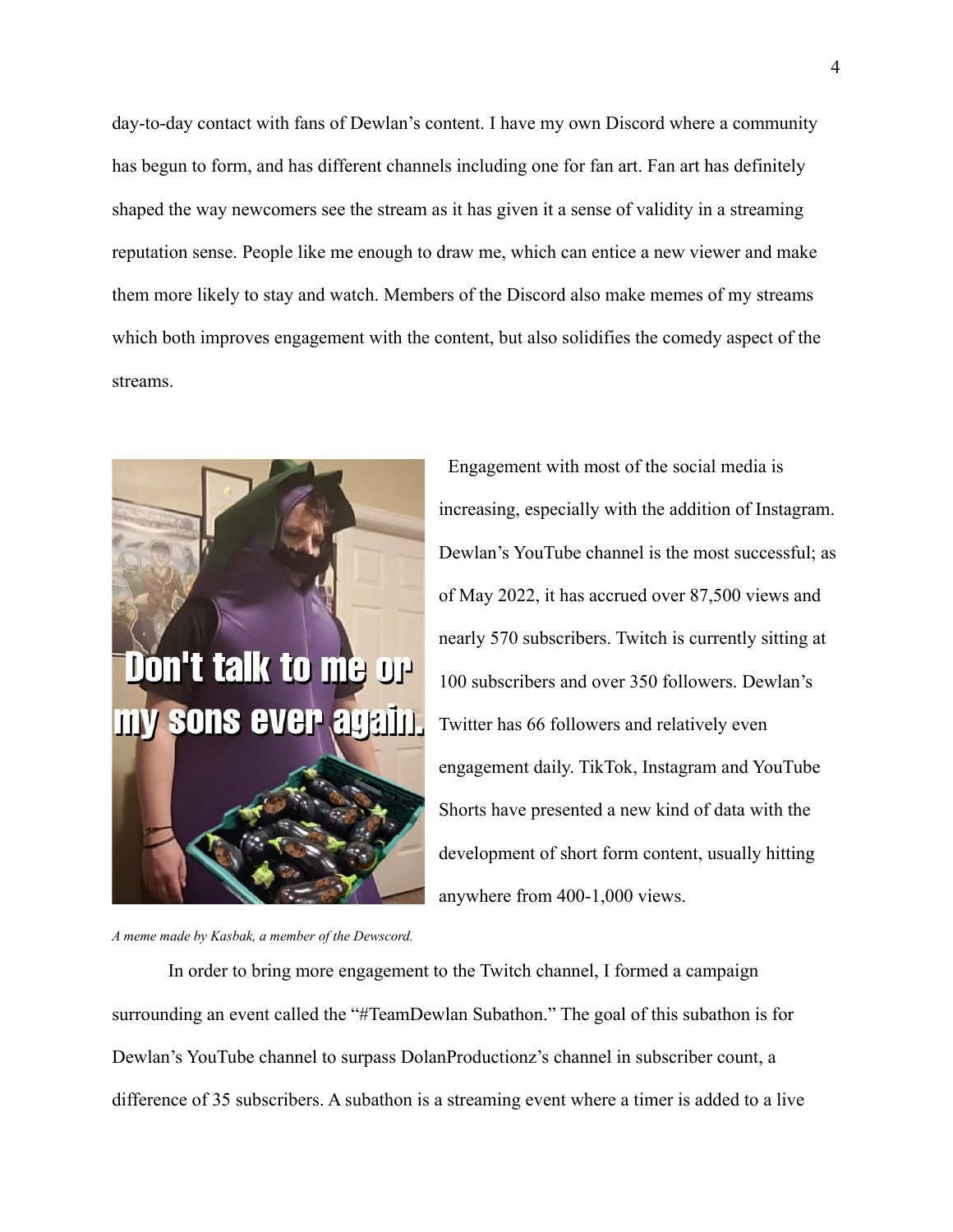day-to-day contact with fans of Dewlan's content. I have my own Discord where a community has begun to form, and has different channels including one for fan art. Fan art has definitely shaped the way newcomers see the stream as it has given it a sense of validity in a streaming reputation sense. People like me enough to draw me, which can entice a new viewer and make them more likely to stay and watch. Members of the Discord also make memes of my streams which both improves engagement with the content, but also solidifies the comedy aspect of the streams.

Engagement with most of the social media is increasing, especially with the addition of Instagram. Dewlan's YouTube channel is the most successful; as of May 2022, it has accrued over 87,500 views and nearly 570 subscribers. Twitch is currently sitting at 100 subscribers and over 350 followers. Dewlan's Twitter has 66 followers and relatively even engagement daily. TikTok, Instagram and YouTube Shorts have presented a new kind of data with the development of short form content, usually hitting anywhere from 400-1,000 views.

*A meme made by Kasbak, a member of the Dewscord.*

In order to bring more engagement to the Twitch channel, I formed a campaign surrounding an event called the "#TeamDewlan Subathon." The goal of this subathon is for Dewlan's YouTube channel to surpass DolanProductionz's channel in subscriber count, a difference of 35 subscribers. A subathon is a streaming event where a timer is added to a live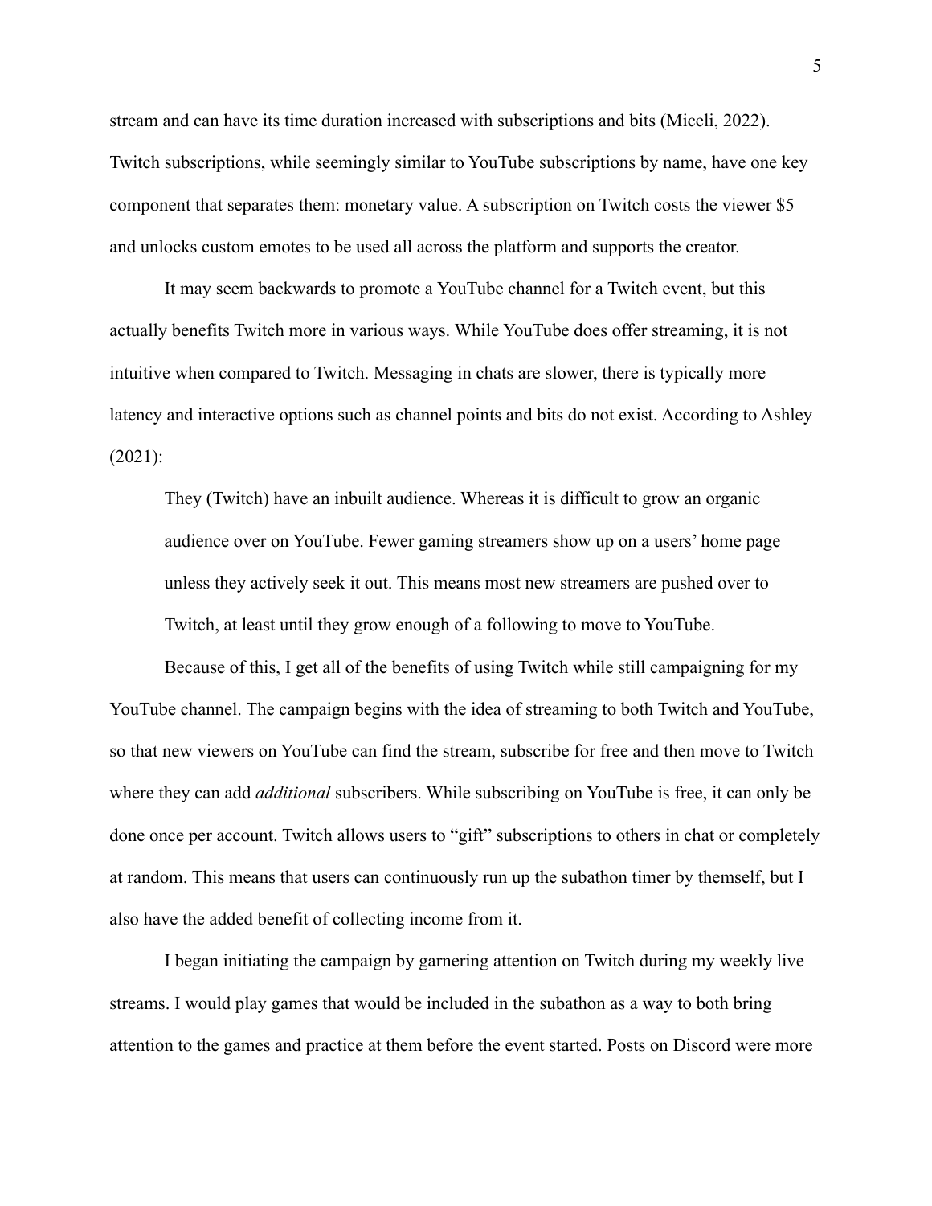stream and can have its time duration increased with subscriptions and bits (Miceli, 2022). Twitch subscriptions, while seemingly similar to YouTube subscriptions by name, have one key component that separates them: monetary value. A subscription on Twitch costs the viewer $5 and unlocks custom emotes to be used all across the platform and supports the creator.

It may seem backwards to promote a YouTube channel for a Twitch event, but this actually benefits Twitch more in various ways. While YouTube does offer streaming, it is not intuitive when compared to Twitch. Messaging in chats are slower, there is typically more latency and interactive options such as channel points and bits do not exist. According to Ashley (2021):

> They (Twitch) have an inbuilt audience. Whereas it is difficult to grow an organic audience over on YouTube. Fewer gaming streamers show up on a users' home page unless they actively seek it out. This means most new streamers are pushed over to Twitch, at least until they grow enough of a following to move to YouTube.

Because of this, I get all of the benefits of using Twitch while still campaigning for my YouTube channel. The campaign begins with the idea of streaming to both Twitch and YouTube, so that new viewers on YouTube can find the stream, subscribe for free and then move to Twitch where they can add *additional* subscribers. While subscribing on YouTube is free, it can only be done once per account. Twitch allows users to "gift" subscriptions to others in chat or completely at random. This means that users can continuously run up the subathon timer by themself, but I also have the added benefit of collecting income from it.

I began initiating the campaign by garnering attention on Twitch during my weekly live streams. I would play games that would be included in the subathon as a way to both bring attention to the games and practice at them before the event started. Posts on Discord were more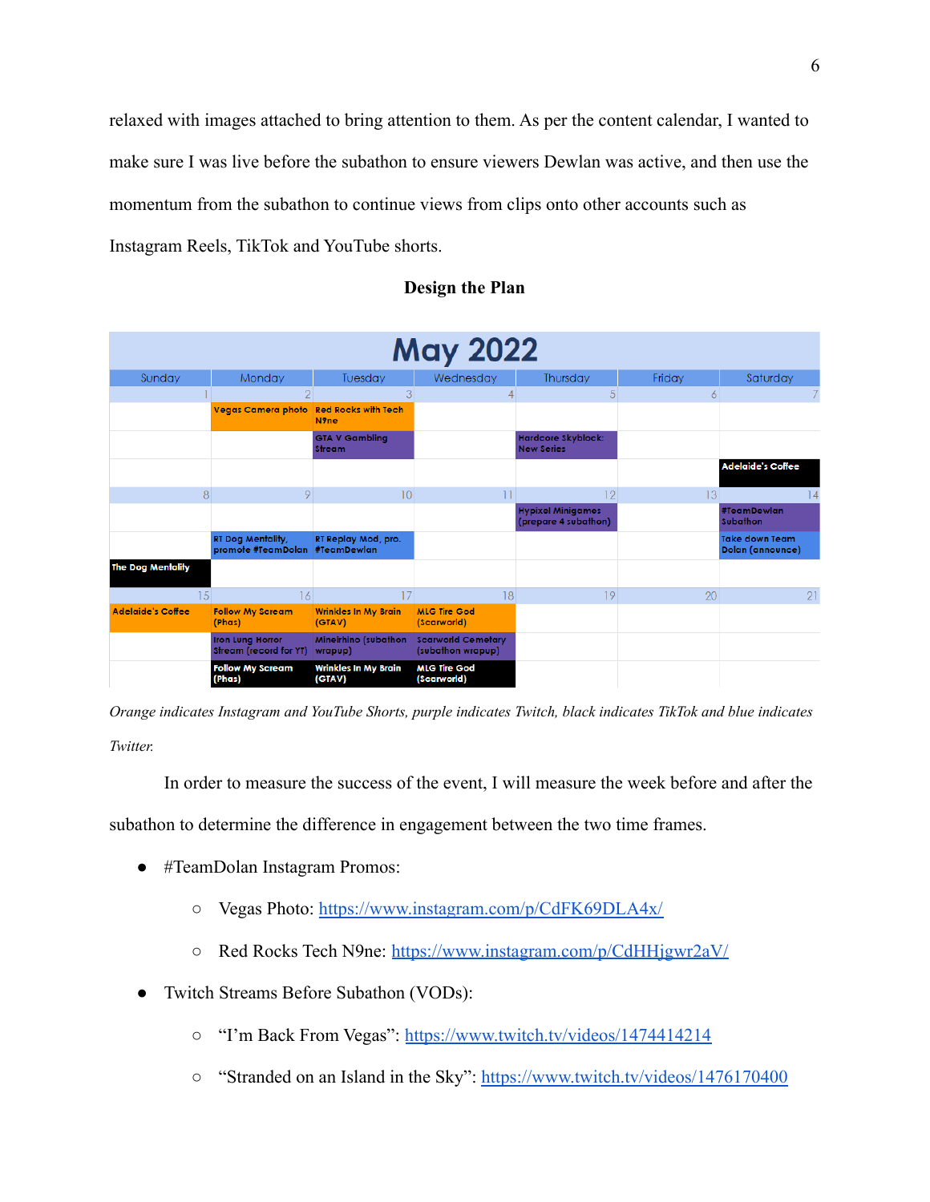relaxed with images attached to bring attention to them. As per the content calendar, I wanted to make sure I was live before the subathon to ensure viewers Dewlan was active, and then use the momentum from the subathon to continue views from clips onto other accounts such as Instagram Reels, TikTok and YouTube shorts.

## Design the Plan

**May 2022**

| Sunday | Monday | Tuesday | Wednesday | Thursday | Friday | Saturday |
|---|---|---|---|---|---|---|
| 1 | 2 | 3 | 4 | 5 | 6 | 7 |
| | Vegas Camera photo | Red Rocks with Tech N9ne | | | | |
| | | GTA V Gambling Stream | | Hardcore Skyblock: New Series | | |
| | | | | | | Adelaide's Coffee |
| 8 | 9 | 10 | 11 | 12 | 13 | 14 |
| | | | | Hypixel Minigames (prepare 4 subathon) | | #TeamDewlan Subathon |
| | RT Dog Mentality, promote #TeamDolan | RT Replay Mod, pro. #TeamDewlan | | | | Take down Team Dolan (announce) |
| The Dog Mentality | | | | | | |
| 15 | 16 | 17 | 18 | 19 | 20 | 21 |
| Adelaide's Coffee | Follow My Scream (Phas) | Wrinkles In My Brain (GTAV) | MLG Tire God (Scarworld) | | | |
| | Iron Lung Horror Stream (record for YT) | Minelrhino (subathon wrapup) | Scarworld Cemetary (subathon wrapup) | | | |
| | Follow My Scream (Phas) | Wrinkles In My Brain (GTAV) | MLG Tire God (Scarworld) | | | |

*Orange indicates Instagram and YouTube Shorts, purple indicates Twitch, black indicates TikTok and blue indicates Twitter.*

In order to measure the success of the event, I will measure the week before and after the subathon to determine the difference in engagement between the two time frames.

- #TeamDolan Instagram Promos:
  - Vegas Photo: https://www.instagram.com/p/CdFK69DLA4x/
  - Red Rocks Tech N9ne: https://www.instagram.com/p/CdHHjgwr2aV/
- Twitch Streams Before Subathon (VODs):
  - "I'm Back From Vegas": https://www.twitch.tv/videos/1474414214
  - "Stranded on an Island in the Sky": https://www.twitch.tv/videos/1476170400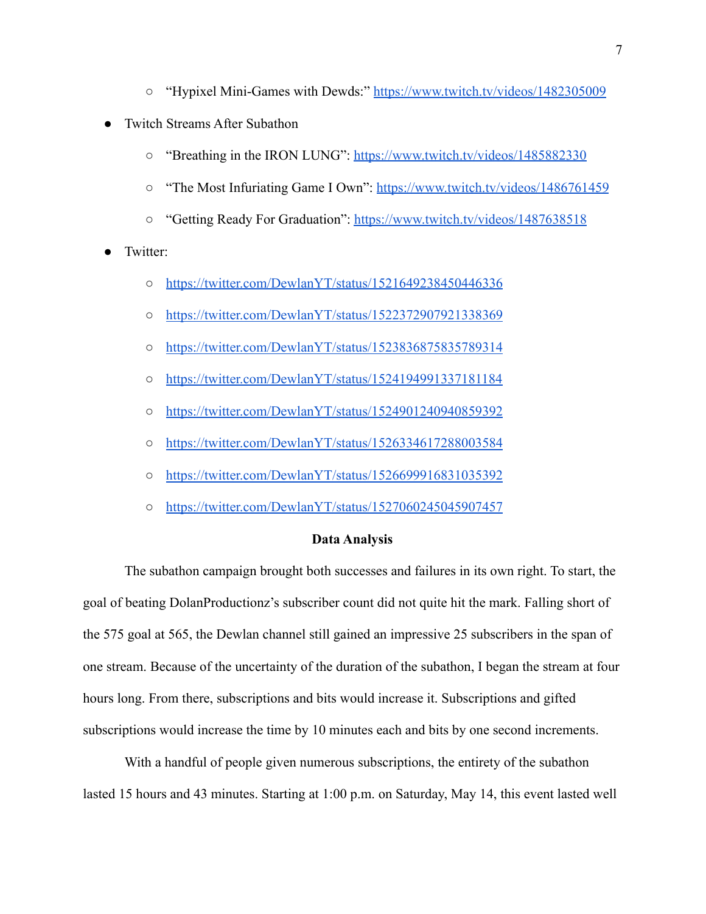- "Hypixel Mini-Games with Dewds:" https://www.twitch.tv/videos/1482305009
- Twitch Streams After Subathon
    - "Breathing in the IRON LUNG": https://www.twitch.tv/videos/1485882330
    - "The Most Infuriating Game I Own": https://www.twitch.tv/videos/1486761459
    - "Getting Ready For Graduation": https://www.twitch.tv/videos/1487638518
- Twitter:
    - https://twitter.com/DewlanYT/status/1521649238450446336
    - https://twitter.com/DewlanYT/status/1522372907921338369
    - https://twitter.com/DewlanYT/status/1523836875835789314
    - https://twitter.com/DewlanYT/status/1524194991337181184
    - https://twitter.com/DewlanYT/status/1524901240940859392
    - https://twitter.com/DewlanYT/status/1526334617288003584
    - https://twitter.com/DewlanYT/status/1526699916831035392
    - https://twitter.com/DewlanYT/status/1527060245045907457

**Data Analysis**

The subathon campaign brought both successes and failures in its own right. To start, the goal of beating DolanProductionz's subscriber count did not quite hit the mark. Falling short of the 575 goal at 565, the Dewlan channel still gained an impressive 25 subscribers in the span of one stream. Because of the uncertainty of the duration of the subathon, I began the stream at four hours long. From there, subscriptions and bits would increase it. Subscriptions and gifted subscriptions would increase the time by 10 minutes each and bits by one second increments.

With a handful of people given numerous subscriptions, the entirety of the subathon lasted 15 hours and 43 minutes. Starting at 1:00 p.m. on Saturday, May 14, this event lasted well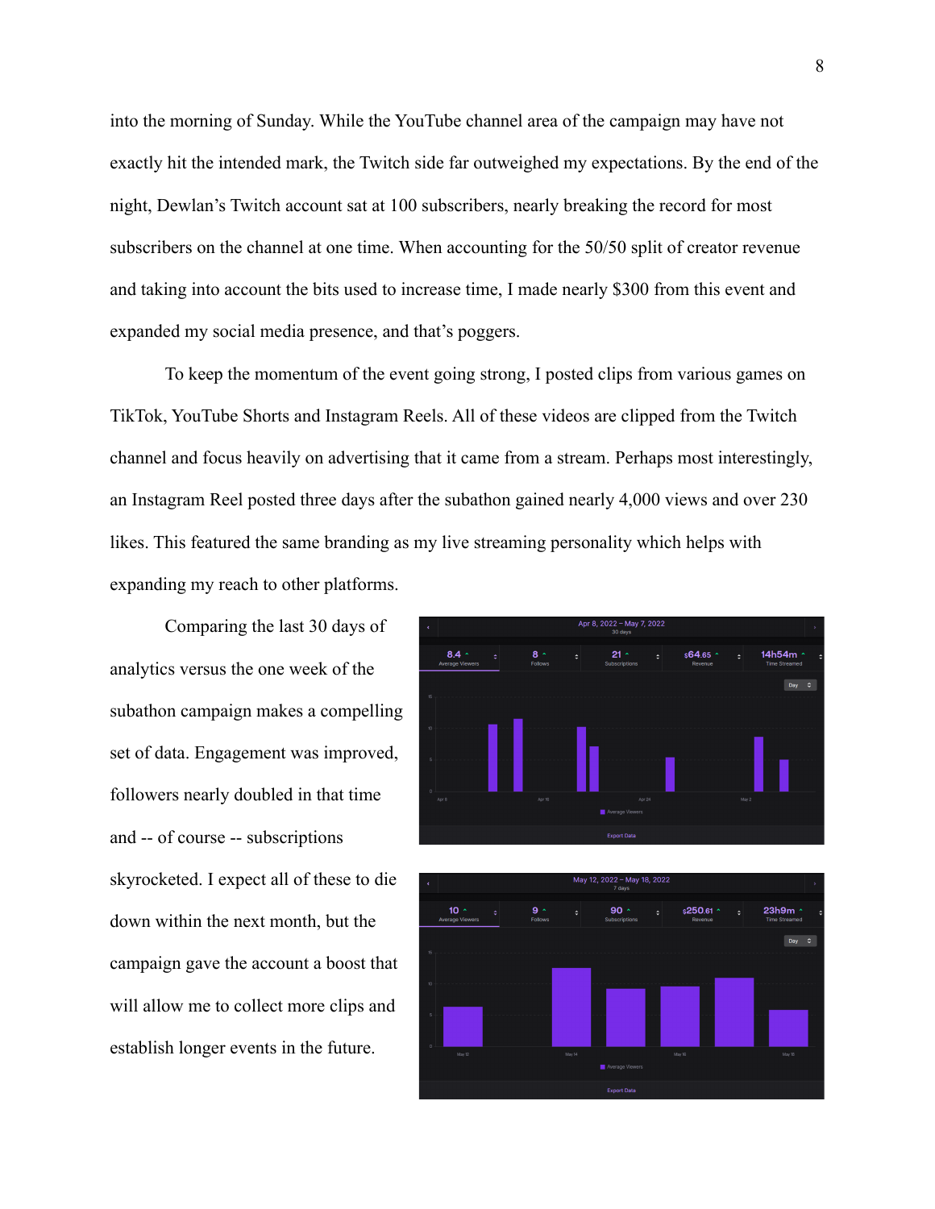into the morning of Sunday. While the YouTube channel area of the campaign may have not exactly hit the intended mark, the Twitch side far outweighed my expectations. By the end of the night, Dewlan's Twitch account sat at 100 subscribers, nearly breaking the record for most subscribers on the channel at one time. When accounting for the 50/50 split of creator revenue and taking into account the bits used to increase time, I made nearly $300 from this event and expanded my social media presence, and that's poggers.

To keep the momentum of the event going strong, I posted clips from various games on TikTok, YouTube Shorts and Instagram Reels. All of these videos are clipped from the Twitch channel and focus heavily on advertising that it came from a stream. Perhaps most interestingly, an Instagram Reel posted three days after the subathon gained nearly 4,000 views and over 230 likes. This featured the same branding as my live streaming personality which helps with expanding my reach to other platforms.

Comparing the last 30 days of analytics versus the one week of the subathon campaign makes a compelling set of data. Engagement was improved, followers nearly doubled in that time and -- of course -- subscriptions skyrocketed. I expect all of these to die down within the next month, but the campaign gave the account a boost that will allow me to collect more clips and establish longer events in the future.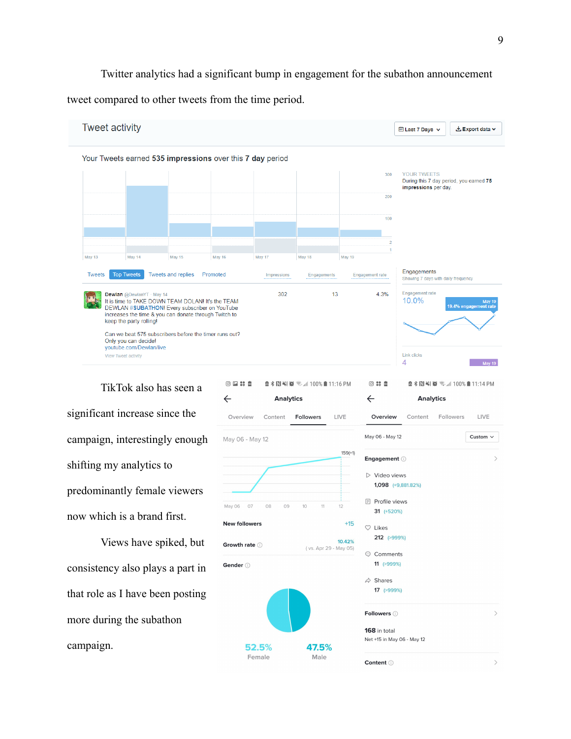Twitter analytics had a significant bump in engagement for the subathon announcement tweet compared to other tweets from the time period.

TikTok also has seen a significant increase since the campaign, interestingly enough shifting my analytics to predominantly female viewers now which is a brand first.

Views have spiked, but consistency also plays a part in that role as I have been posting more during the subathon campaign.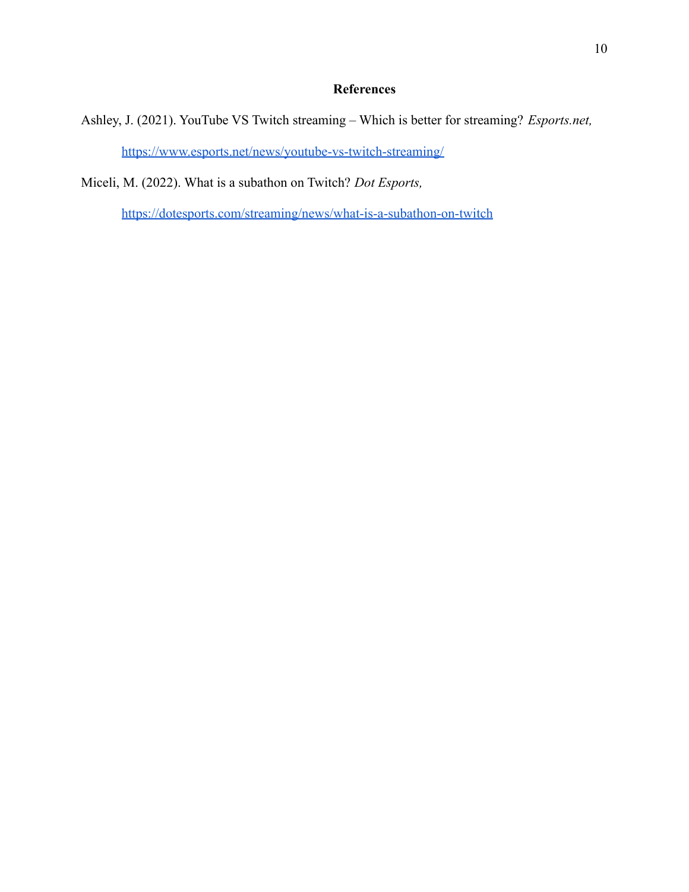## References

Ashley, J. (2021). YouTube VS Twitch streaming – Which is better for streaming? *Esports.net,* https://www.esports.net/news/youtube-vs-twitch-streaming/

Miceli, M. (2022). What is a subathon on Twitch? *Dot Esports,* https://dotesports.com/streaming/news/what-is-a-subathon-on-twitch